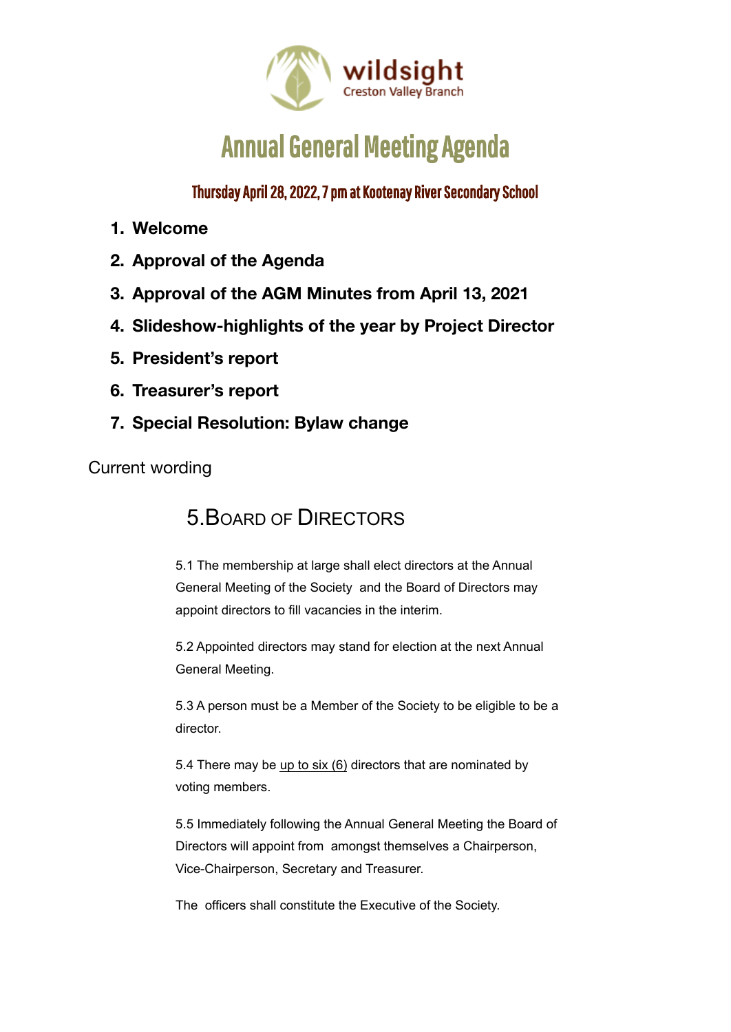wildsight
Creston Valley Branch

# Annual General Meeting Agenda

## Thursday April 28, 2022, 7 pm at Kootenay River Secondary School

1. **Welcome**
2. **Approval of the Agenda**
3. **Approval of the AGM Minutes from April 13, 2021**
4. **Slideshow-highlights of the year by Project Director**
5. **President's report**
6. **Treasurer's report**
7. **Special Resolution: Bylaw change**

Current wording

## 5. Board of Directors

5.1 The membership at large shall elect directors at the Annual General Meeting of the Society and the Board of Directors may appoint directors to fill vacancies in the interim.

5.2 Appointed directors may stand for election at the next Annual General Meeting.

5.3 A person must be a Member of the Society to be eligible to be a director.

5.4 There may be <u>up to six (6)</u> directors that are nominated by voting members.

5.5 Immediately following the Annual General Meeting the Board of Directors will appoint from amongst themselves a Chairperson, Vice-Chairperson, Secretary and Treasurer.

The officers shall constitute the Executive of the Society.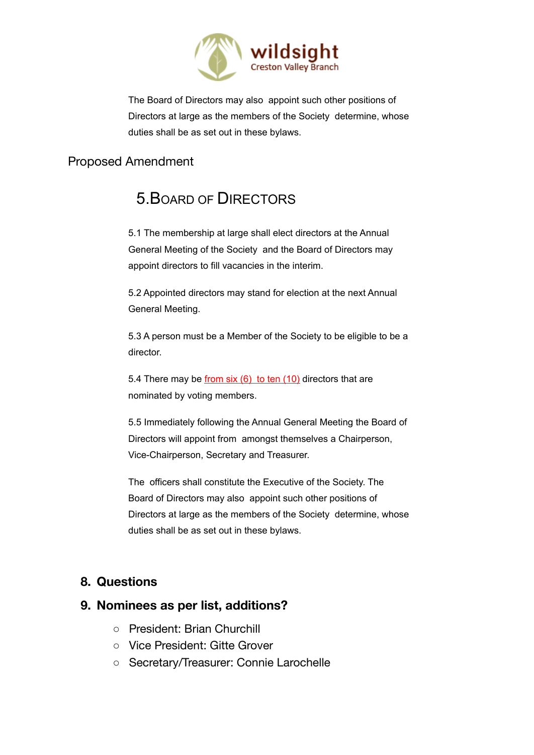The Board of Directors may also appoint such other positions of Directors at large as the members of the Society determine, whose duties shall be as set out in these bylaws.

## Proposed Amendment

# 5. Board of Directors

5.1 The membership at large shall elect directors at the Annual General Meeting of the Society and the Board of Directors may appoint directors to fill vacancies in the interim.

5.2 Appointed directors may stand for election at the next Annual General Meeting.

5.3 A person must be a Member of the Society to be eligible to be a director.

5.4 There may be from six (6) to ten (10) directors that are nominated by voting members.

5.5 Immediately following the Annual General Meeting the Board of Directors will appoint from amongst themselves a Chairperson, Vice-Chairperson, Secretary and Treasurer.

The officers shall constitute the Executive of the Society. The Board of Directors may also appoint such other positions of Directors at large as the members of the Society determine, whose duties shall be as set out in these bylaws.

## 8. Questions

## 9. Nominees as per list, additions?

- President: Brian Churchill
- Vice President: Gitte Grover
- Secretary/Treasurer: Connie Larochelle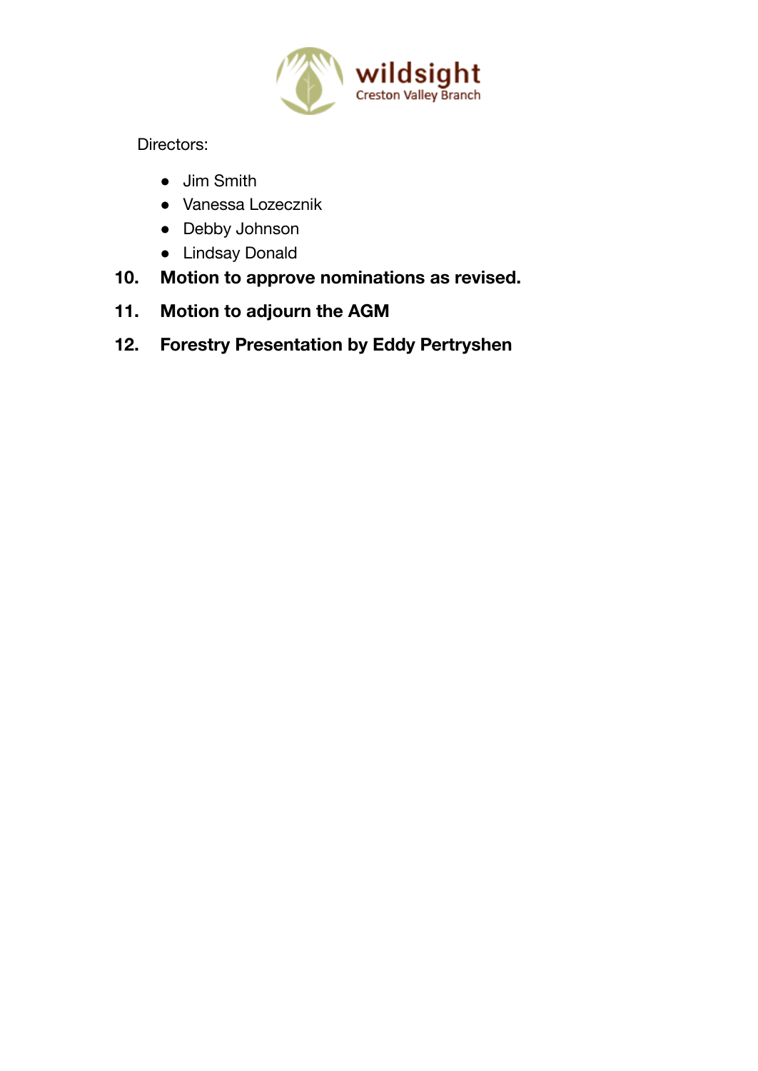wildsight
Creston Valley Branch

Directors:

- Jim Smith
- Vanessa Lozecznik
- Debby Johnson
- Lindsay Donald

10. **Motion to approve nominations as revised.**

11. **Motion to adjourn the AGM**

12. **Forestry Presentation by Eddy Pertryshen**